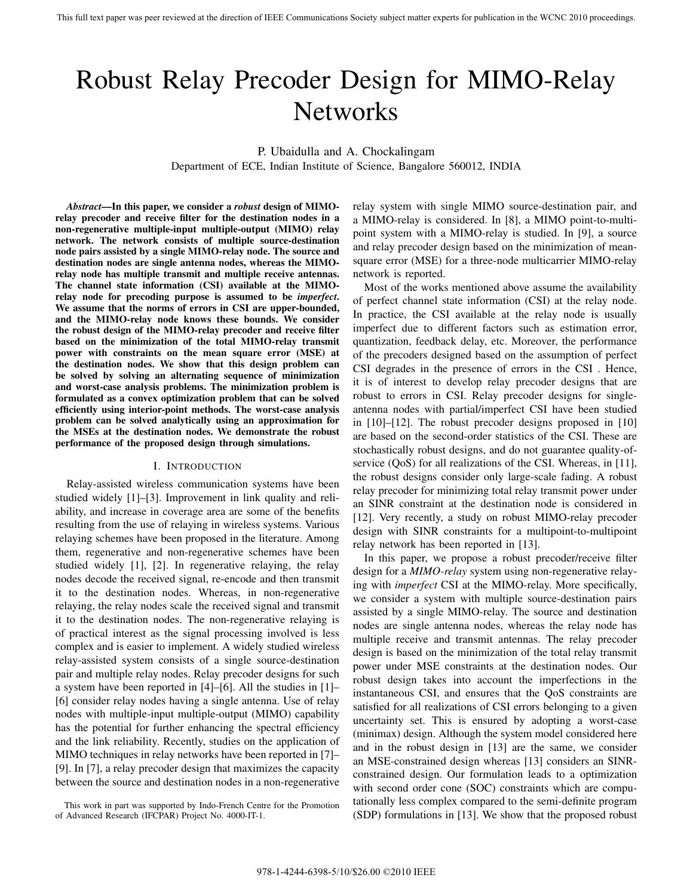# Robust Relay Precoder Design for MIMO-Relay Networks

P. Ubaidulla and A. Chockalingam
Department of ECE, Indian Institute of Science, Bangalore 560012, INDIA

***Abstract*—In this paper, we consider a *robust* design of MIMO-relay precoder and receive filter for the destination nodes in a non-regenerative multiple-input multiple-output (MIMO) relay network. The network consists of multiple source-destination node pairs assisted by a single MIMO-relay node. The source and destination nodes are single antenna nodes, whereas the MIMO-relay node has multiple transmit and multiple receive antennas. The channel state information (CSI) available at the MIMO-relay node for precoding purpose is assumed to be *imperfect*. We assume that the norms of errors in CSI are upper-bounded, and the MIMO-relay node knows these bounds. We consider the robust design of the MIMO-relay precoder and receive filter based on the minimization of the total MIMO-relay transmit power with constraints on the mean square error (MSE) at the destination nodes. We show that this design problem can be solved by solving an alternating sequence of minimization and worst-case analysis problems. The minimization problem is formulated as a convex optimization problem that can be solved efficiently using interior-point methods. The worst-case analysis problem can be solved analytically using an approximation for the MSEs at the destination nodes. We demonstrate the robust performance of the proposed design through simulations.**

## I. Introduction

Relay-assisted wireless communication systems have been studied widely [1]–[3]. Improvement in link quality and reliability, and increase in coverage area are some of the benefits resulting from the use of relaying in wireless systems. Various relaying schemes have been proposed in the literature. Among them, regenerative and non-regenerative schemes have been studied widely [1], [2]. In regenerative relaying, the relay nodes decode the received signal, re-encode and then transmit it to the destination nodes. Whereas, in non-regenerative relaying, the relay nodes scale the received signal and transmit it to the destination nodes. The non-regenerative relaying is of practical interest as the signal processing involved is less complex and is easier to implement. A widely studied wireless relay-assisted system consists of a single source-destination pair and multiple relay nodes. Relay precoder designs for such a system have been reported in [4]–[6]. All the studies in [1]–[6] consider relay nodes having a single antenna. Use of relay nodes with multiple-input multiple-output (MIMO) capability has the potential for further enhancing the spectral efficiency and the link reliability. Recently, studies on the application of MIMO techniques in relay networks have been reported in [7]–[9]. In [7], a relay precoder design that maximizes the capacity between the source and destination nodes in a non-regenerative relay system with single MIMO source-destination pair, and a MIMO-relay is considered. In [8], a MIMO point-to-multi-point system with a MIMO-relay is studied. In [9], a source and relay precoder design based on the minimization of mean-square error (MSE) for a three-node multicarrier MIMO-relay network is reported.

Most of the works mentioned above assume the availability of perfect channel state information (CSI) at the relay node. In practice, the CSI available at the relay node is usually imperfect due to different factors such as estimation error, quantization, feedback delay, etc. Moreover, the performance of the precoders designed based on the assumption of perfect CSI degrades in the presence of errors in the CSI . Hence, it is of interest to develop relay precoder designs that are robust to errors in CSI. Relay precoder designs for single-antenna nodes with partial/imperfect CSI have been studied in [10]–[12]. The robust precoder designs proposed in [10] are based on the second-order statistics of the CSI. These are stochastically robust designs, and do not guarantee quality-of-service (QoS) for all realizations of the CSI. Whereas, in [11], the robust designs consider only large-scale fading. A robust relay precoder for minimizing total relay transmit power under an SINR constraint at the destination node is considered in [12]. Very recently, a study on robust MIMO-relay precoder design with SINR constraints for a multipoint-to-multipoint relay network has been reported in [13].

In this paper, we propose a robust precoder/receive filter design for a *MIMO-relay* system using non-regenerative relaying with *imperfect* CSI at the MIMO-relay. More specifically, we consider a system with multiple source-destination pairs assisted by a single MIMO-relay. The source and destination nodes are single antenna nodes, whereas the relay node has multiple receive and transmit antennas. The relay precoder design is based on the minimization of the total relay transmit power under MSE constraints at the destination nodes. Our robust design takes into account the imperfections in the instantaneous CSI, and ensures that the QoS constraints are satisfied for all realizations of CSI errors belonging to a given uncertainty set. This is ensured by adopting a worst-case (minimax) design. Although the system model considered here and in the robust design in [13] are the same, we consider an MSE-constrained design whereas [13] considers an SINR-constrained design. Our formulation leads to a optimization with second order cone (SOC) constraints which are computationally less complex compared to the semi-definite program (SDP) formulations in [13]. We show that the proposed robust

This work in part was supported by Indo-French Centre for the Promotion of Advanced Research (IFCPAR) Project No. 4000-IT-1.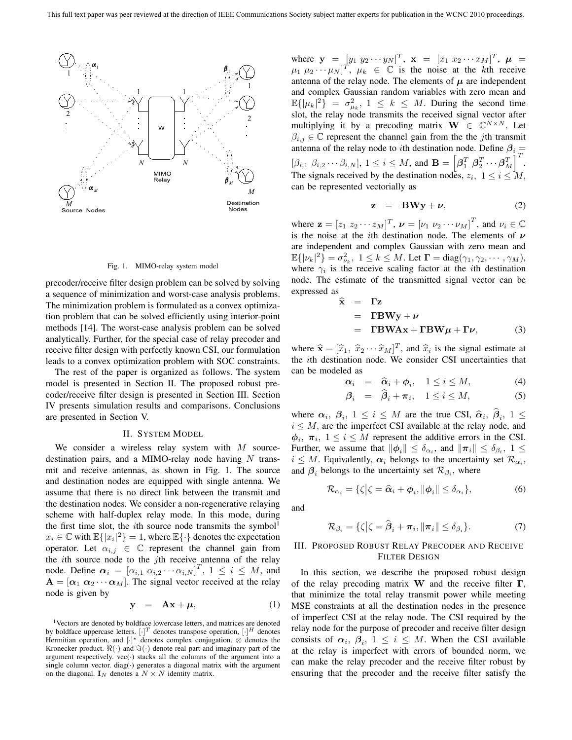Fig. 1. MIMO-relay system model

precoder/receive filter design problem can be solved by solving a sequence of minimization and worst-case analysis problems. The minimization problem is formulated as a convex optimization problem that can be solved efficiently using interior-point methods [14]. The worst-case analysis problem can be solved analytically. Further, for the special case of relay precoder and receive filter design with perfectly known CSI, our formulation leads to a convex optimization problem with SOC constraints.

The rest of the paper is organized as follows. The system model is presented in Section II. The proposed robust precoder/receive filter design is presented in Section III. Section IV presents simulation results and comparisons. Conclusions are presented in Section V.

## II. System Model

We consider a wireless relay system with $M$ source-destination pairs, and a MIMO-relay node having $N$ transmit and receive antennas, as shown in Fig. 1. The source and destination nodes are equipped with single antenna. We assume that there is no direct link between the transmit and the destination nodes. We consider a non-regenerative relaying scheme with half-duplex relay mode. In this mode, during the first time slot, the $i$th source node transmits the symbol[1] $x_i \in \mathbb{C}$ with $\mathbb{E}\{|x_i|^2\} = 1$, where $\mathbb{E}\{\cdot\}$ denotes the expectation operator. Let $\alpha_{i,j} \in \mathbb{C}$ represent the channel gain from the $i$th source node to the $j$th receive antenna of the relay node. Define $\boldsymbol{\alpha}_i = [\alpha_{i,1}\ \alpha_{i,2} \cdots \alpha_{i,N}]^T$, $1 \leq i \leq M$, and $\mathbf{A} = [\boldsymbol{\alpha}_1\ \boldsymbol{\alpha}_2 \cdots \boldsymbol{\alpha}_M]$. The signal vector received at the relay node is given by

$$\mathbf{y} \;=\; \mathbf{A}\mathbf{x} + \boldsymbol{\mu}, \tag{1}$$

[1] Vectors are denoted by boldface lowercase letters, and matrices are denoted by boldface uppercase letters. $[\cdot]^T$ denotes transpose operation, $[\cdot]^H$ denotes Hermitian operation, and $[\cdot]^\star$ denotes complex conjugation. $\otimes$ denotes the Kronecker product. $\Re(\cdot)$ and $\Im(\cdot)$ denote real part and imaginary part of the argument respectively. vec$(\cdot)$ stacks all the columns of the argument into a single column vector. diag$(\cdot)$ generates a diagonal matrix with the argument on the diagonal. $\mathbf{I}_N$ denotes a $N \times N$ identity matrix.

where $\mathbf{y} = [y_1\ y_2 \cdots y_N]^T$, $\mathbf{x} = [x_1\ x_2 \cdots x_M]^T$, $\boldsymbol{\mu} = \mu_1\ \mu_2 \cdots \mu_N]^T$, $\mu_k \in \mathbb{C}$ is the noise at the $k$th receive antenna of the relay node. The elements of $\boldsymbol{\mu}$ are independent and complex Gaussian random variables with zero mean and $\mathbb{E}\{|\mu_k|^2\} = \sigma^2_{\mu_k}$, $1 \leq k \leq M$. During the second time slot, the relay node transmits the received signal vector after multiplying it by a precoding matrix $\mathbf{W} \in \mathbb{C}^{N \times N}$. Let $\beta_{i,j} \in \mathbb{C}$ represent the channel gain from the the $j$th transmit antenna of the relay node to $i$th destination node. Define $\boldsymbol{\beta}_i = [\beta_{i,1}\ \beta_{i,2} \cdots \beta_{i,N}]$, $1 \leq i \leq M$, and $\mathbf{B} = \left[\boldsymbol{\beta}_1^T\ \boldsymbol{\beta}_2^T \cdots \boldsymbol{\beta}_M^T\right]^T$. The signals received by the destination nodes, $z_i,\ 1 \leq i \leq M$, can be represented vectorially as

$$\mathbf{z} \;=\; \mathbf{B}\mathbf{W}\mathbf{y} + \boldsymbol{\nu}, \tag{2}$$

where $\mathbf{z} = [z_1\ z_2 \cdots z_M]^T$, $\boldsymbol{\nu} = [\nu_1\ \nu_2 \cdots \nu_M]^T$, and $\nu_i \in \mathbb{C}$ is the noise at the $i$th destination node. The elements of $\boldsymbol{\nu}$ are independent and complex Gaussian with zero mean and $\mathbb{E}\{|\nu_k|^2\} = \sigma^2_{\nu_k}$, $1 \leq k \leq M$. Let $\boldsymbol{\Gamma} = \mathrm{diag}(\gamma_1, \gamma_2, \cdots, \gamma_M)$, where $\gamma_i$ is the receive scaling factor at the $i$th destination node. The estimate of the transmitted signal vector can be expressed as

$$\begin{aligned}
\widehat{\mathbf{x}} &= \boldsymbol{\Gamma}\mathbf{z} \\
&= \boldsymbol{\Gamma}\mathbf{B}\mathbf{W}\mathbf{y} + \boldsymbol{\nu} \\
&= \boldsymbol{\Gamma}\mathbf{B}\mathbf{W}\mathbf{A}\mathbf{x} + \boldsymbol{\Gamma}\mathbf{B}\mathbf{W}\boldsymbol{\mu} + \boldsymbol{\Gamma}\boldsymbol{\nu},
\end{aligned} \tag{3}$$

where $\widehat{\mathbf{x}} = [\widehat{x}_1,\ \widehat{x}_2 \cdots \widehat{x}_M]^T$, and $\widehat{x}_i$ is the signal estimate at the $i$th destination node. We consider CSI uncertainties that can be modeled as

$$\boldsymbol{\alpha}_i \;=\; \widehat{\boldsymbol{\alpha}}_i + \boldsymbol{\phi}_i, \quad 1 \leq i \leq M, \tag{4}$$

$$\boldsymbol{\beta}_i \;=\; \widehat{\boldsymbol{\beta}}_i + \boldsymbol{\pi}_i, \quad 1 \leq i \leq M, \tag{5}$$

where $\boldsymbol{\alpha}_i,\ \boldsymbol{\beta}_i,\ 1 \leq i \leq M$ are the true CSI, $\widehat{\boldsymbol{\alpha}}_i,\ \widehat{\boldsymbol{\beta}}_i,\ 1 \leq i \leq M$, are the imperfect CSI available at the relay node, and $\boldsymbol{\phi}_i,\ \boldsymbol{\pi}_i,\ 1 \leq i \leq M$ represent the additive errors in the CSI. Further, we assume that $\|\boldsymbol{\phi}_i\| \leq \delta_{\alpha_i}$, and $\|\boldsymbol{\pi}_i\| \leq \delta_{\beta_i}$, $1 \leq i \leq M$. Equivalently, $\boldsymbol{\alpha}_i$ belongs to the uncertainty set $\mathcal{R}_{\alpha_i}$, and $\boldsymbol{\beta}_i$ belongs to the uncertainty set $\mathcal{R}_{\beta_i}$, where

$$\mathcal{R}_{\alpha_i} = \{\zeta \big| \zeta = \widehat{\boldsymbol{\alpha}}_i + \boldsymbol{\phi}_i, \|\boldsymbol{\phi}_i\| \leq \delta_{\alpha_i}\}, \tag{6}$$

and

$$\mathcal{R}_{\beta_i} = \{\zeta \big| \zeta = \widehat{\boldsymbol{\beta}}_i + \boldsymbol{\pi}_i, \|\boldsymbol{\pi}_i\| \leq \delta_{\beta_i}\}. \tag{7}$$

## III. Proposed Robust Relay Precoder and Receive Filter Design

In this section, we describe the proposed robust design of the relay precoding matrix $\mathbf{W}$ and the receive filter $\boldsymbol{\Gamma}$, that minimize the total relay transmit power while meeting MSE constraints at all the destination nodes in the presence of imperfect CSI at the relay node. The CSI required by the relay node for the purpose of precoder and receive filter design consists of $\boldsymbol{\alpha}_i,\ \boldsymbol{\beta}_i,\ 1 \leq i \leq M$. When the CSI available at the relay is imperfect with errors of bounded norm, we can make the relay precoder and the receive filter robust by ensuring that the precoder and the receive filter satisfy the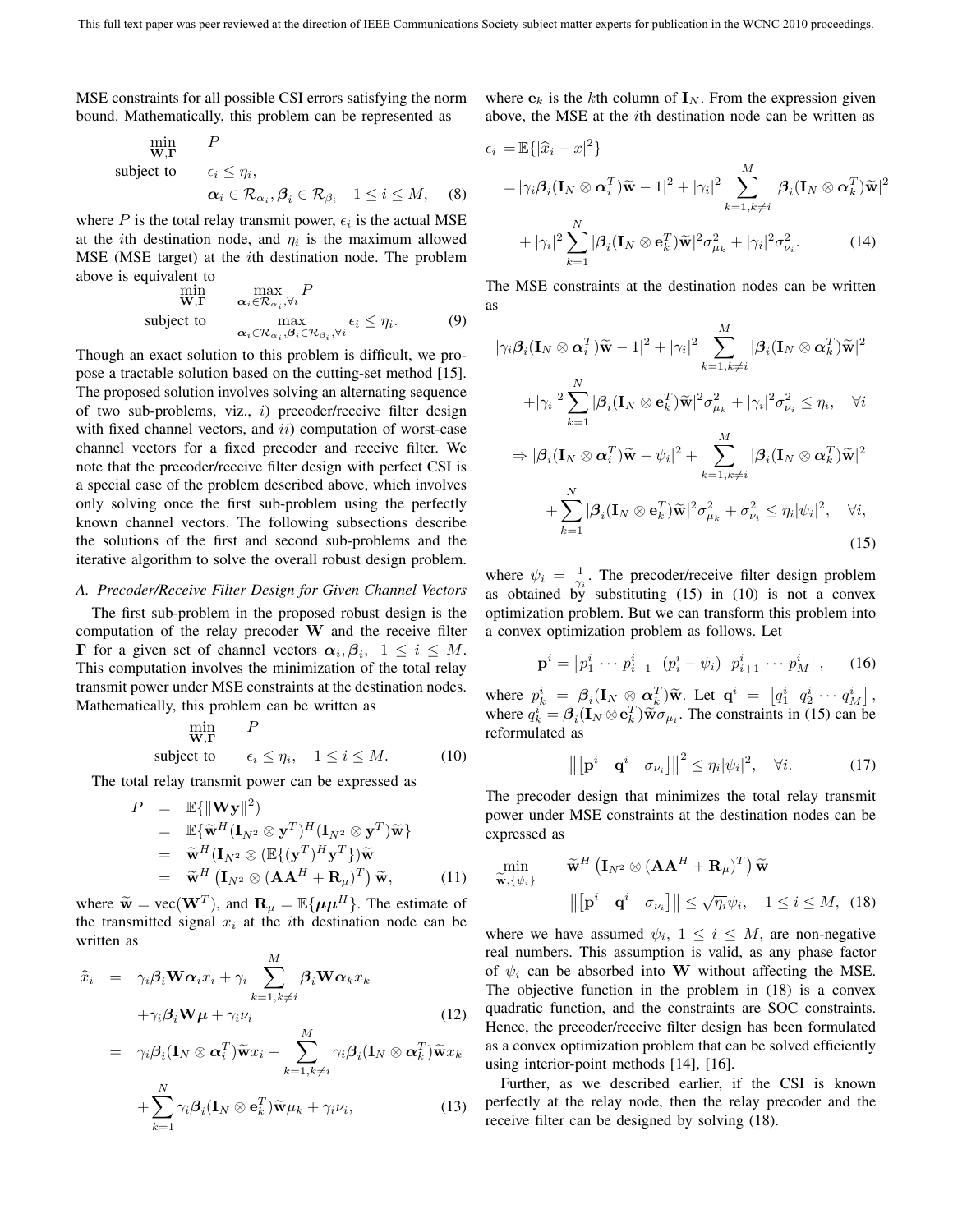MSE constraints for all possible CSI errors satisfying the norm bound. Mathematically, this problem can be represented as

$$\begin{aligned} \min_{\mathbf{W},\mathbf{\Gamma}} \quad & P \\ \text{subject to} \quad & \epsilon_i \le \eta_i, \\ & \boldsymbol{\alpha}_i \in \mathcal{R}_{\alpha_i}, \boldsymbol{\beta}_i \in \mathcal{R}_{\beta_i} \quad 1 \le i \le M, \end{aligned} \tag{8}$$

where $P$ is the total relay transmit power, $\epsilon_i$ is the actual MSE at the $i$th destination node, and $\eta_i$ is the maximum allowed MSE (MSE target) at the $i$th destination node. The problem above is equivalent to

$$\begin{aligned} \min_{\mathbf{W},\mathbf{\Gamma}} \quad & \max_{\boldsymbol{\alpha}_i \in \mathcal{R}_{\alpha_i}, \forall i} P \\ \text{subject to} \quad & \max_{\boldsymbol{\alpha}_i \in \mathcal{R}_{\alpha_i}, \boldsymbol{\beta}_i \in \mathcal{R}_{\beta_i}, \forall i} \epsilon_i \le \eta_i. \end{aligned} \tag{9}$$

Though an exact solution to this problem is difficult, we propose a tractable solution based on the cutting-set method [15]. The proposed solution involves solving an alternating sequence of two sub-problems, viz., *i*) precoder/receive filter design with fixed channel vectors, and *ii*) computation of worst-case channel vectors for a fixed precoder and receive filter. We note that the precoder/receive filter design with perfect CSI is a special case of the problem described above, which involves only solving once the first sub-problem using the perfectly known channel vectors. The following subsections describe the solutions of the first and second sub-problems and the iterative algorithm to solve the overall robust design problem.

### A. Precoder/Receive Filter Design for Given Channel Vectors

The first sub-problem in the proposed robust design is the computation of the relay precoder $\mathbf{W}$ and the receive filter $\mathbf{\Gamma}$ for a given set of channel vectors $\boldsymbol{\alpha}_i, \boldsymbol{\beta}_i,\ 1 \le i \le M$. This computation involves the minimization of the total relay transmit power under MSE constraints at the destination nodes. Mathematically, this problem can be written as

$$\begin{aligned} \min_{\mathbf{W},\mathbf{\Gamma}} \quad & P \\ \text{subject to} \quad & \epsilon_i \le \eta_i, \quad 1 \le i \le M. \end{aligned} \tag{10}$$

The total relay transmit power can be expressed as

$$\begin{aligned} P &= \mathbb{E}\{\|\mathbf{W}\mathbf{y}\|^2\} \\ &= \mathbb{E}\{\widetilde{\mathbf{w}}^H(\mathbf{I}_{N^2} \otimes \mathbf{y}^T)^H(\mathbf{I}_{N^2} \otimes \mathbf{y}^T)\widetilde{\mathbf{w}}\} \\ &= \widetilde{\mathbf{w}}^H(\mathbf{I}_{N^2} \otimes (\mathbb{E}\{(\mathbf{y}^T)^H\mathbf{y}^T\})\widetilde{\mathbf{w}} \\ &= \widetilde{\mathbf{w}}^H\left(\mathbf{I}_{N^2} \otimes (\mathbf{A}\mathbf{A}^H + \mathbf{R}_\mu)^T\right)\widetilde{\mathbf{w}}, \end{aligned} \tag{11}$$

where $\widetilde{\mathbf{w}} = \text{vec}(\mathbf{W}^T)$, and $\mathbf{R}_\mu = \mathbb{E}\{\boldsymbol{\mu}\boldsymbol{\mu}^H\}$. The estimate of the transmitted signal $x_i$ at the $i$th destination node can be written as

$$\begin{aligned} \widehat{x}_i &= \gamma_i\boldsymbol{\beta}_i\mathbf{W}\boldsymbol{\alpha}_i x_i + \gamma_i\sum_{k=1,k\neq i}^{M}\boldsymbol{\beta}_i\mathbf{W}\boldsymbol{\alpha}_k x_k \\ &\quad + \gamma_i\boldsymbol{\beta}_i\mathbf{W}\boldsymbol{\mu} + \gamma_i\nu_i \end{aligned} \tag{12}$$

$$\begin{aligned} &= \gamma_i\boldsymbol{\beta}_i(\mathbf{I}_N \otimes \boldsymbol{\alpha}_i^T)\widetilde{\mathbf{w}}x_i + \sum_{k=1,k\neq i}^{M}\gamma_i\boldsymbol{\beta}_i(\mathbf{I}_N \otimes \boldsymbol{\alpha}_k^T)\widetilde{\mathbf{w}}x_k \\ &\quad + \sum_{k=1}^{N}\gamma_i\boldsymbol{\beta}_i(\mathbf{I}_N \otimes \mathbf{e}_k^T)\widetilde{\mathbf{w}}\mu_k + \gamma_i\nu_i, \end{aligned} \tag{13}$$

where $\mathbf{e}_k$ is the $k$th column of $\mathbf{I}_N$. From the expression given above, the MSE at the $i$th destination node can be written as

$$\begin{aligned} \epsilon_i &= \mathbb{E}\{|\widehat{x}_i - x|^2\} \\ &= |\gamma_i\boldsymbol{\beta}_i(\mathbf{I}_N \otimes \boldsymbol{\alpha}_i^T)\widetilde{\mathbf{w}} - 1|^2 + |\gamma_i|^2\sum_{k=1,k\neq i}^{M}|\boldsymbol{\beta}_i(\mathbf{I}_N \otimes \boldsymbol{\alpha}_k^T)\widetilde{\mathbf{w}}|^2 \\ &\quad + |\gamma_i|^2\sum_{k=1}^{N}|\boldsymbol{\beta}_i(\mathbf{I}_N \otimes \mathbf{e}_k^T)\widetilde{\mathbf{w}}|^2\sigma_{\mu_k}^2 + |\gamma_i|^2\sigma_{\nu_i}^2. \end{aligned} \tag{14}$$

The MSE constraints at the destination nodes can be written as

$$\begin{aligned} &|\gamma_i\boldsymbol{\beta}_i(\mathbf{I}_N \otimes \boldsymbol{\alpha}_i^T)\widetilde{\mathbf{w}} - 1|^2 + |\gamma_i|^2\sum_{k=1,k\neq i}^{M}|\boldsymbol{\beta}_i(\mathbf{I}_N \otimes \boldsymbol{\alpha}_k^T)\widetilde{\mathbf{w}}|^2 \\ &\quad + |\gamma_i|^2\sum_{k=1}^{N}|\boldsymbol{\beta}_i(\mathbf{I}_N \otimes \mathbf{e}_k^T)\widetilde{\mathbf{w}}|^2\sigma_{\mu_k}^2 + |\gamma_i|^2\sigma_{\nu_i}^2 \le \eta_i, \quad \forall i \\ &\Rightarrow |\boldsymbol{\beta}_i(\mathbf{I}_N \otimes \boldsymbol{\alpha}_i^T)\widetilde{\mathbf{w}} - \psi_i|^2 + \sum_{k=1,k\neq i}^{M}|\boldsymbol{\beta}_i(\mathbf{I}_N \otimes \boldsymbol{\alpha}_k^T)\widetilde{\mathbf{w}}|^2 \\ &\quad + \sum_{k=1}^{N}|\boldsymbol{\beta}_i(\mathbf{I}_N \otimes \mathbf{e}_k^T)\widetilde{\mathbf{w}}|^2\sigma_{\mu_k}^2 + \sigma_{\nu_i}^2 \le \eta_i|\psi_i|^2, \quad \forall i, \end{aligned} \tag{15}$$

where $\psi_i = \frac{1}{\gamma_i}$. The precoder/receive filter design problem as obtained by substituting (15) in (10) is not a convex optimization problem. But we can transform this problem into a convex optimization problem as follows. Let

$$\mathbf{p}^i = \begin{bmatrix} p_1^i & \cdots & p_{i-1}^i & (p_i^i - \psi_i) & p_{i+1}^i & \cdots & p_M^i \end{bmatrix}, \tag{16}$$

where $p_k^i = \boldsymbol{\beta}_i(\mathbf{I}_N \otimes \boldsymbol{\alpha}_k^T)\widetilde{\mathbf{w}}$. Let $\mathbf{q}^i = \begin{bmatrix} q_1^i & q_2^i & \cdots & q_M^i \end{bmatrix}$, where $q_k^i = \boldsymbol{\beta}_i(\mathbf{I}_N \otimes \mathbf{e}_k^T)\widetilde{\mathbf{w}}\sigma_{\mu_i}$. The constraints in (15) can be reformulated as

$$\left\|\begin{bmatrix} \mathbf{p}^i & \mathbf{q}^i & \sigma_{\nu_i} \end{bmatrix}\right\|^2 \le \eta_i|\psi_i|^2, \quad \forall i. \tag{17}$$

The precoder design that minimizes the total relay transmit power under MSE constraints at the destination nodes can be expressed as

$$\begin{aligned} \min_{\widetilde{\mathbf{w}},\{\psi_i\}} \quad & \widetilde{\mathbf{w}}^H\left(\mathbf{I}_{N^2} \otimes (\mathbf{A}\mathbf{A}^H + \mathbf{R}_\mu)^T\right)\widetilde{\mathbf{w}} \\ & \left\|\begin{bmatrix} \mathbf{p}^i & \mathbf{q}^i & \sigma_{\nu_i} \end{bmatrix}\right\| \le \sqrt{\eta_i}\psi_i, \quad 1 \le i \le M, \end{aligned} \tag{18}$$

where we have assumed $\psi_i,\ 1 \le i \le M$, are non-negative real numbers. This assumption is valid, as any phase factor of $\psi_i$ can be absorbed into $\mathbf{W}$ without affecting the MSE. The objective function in the problem in (18) is a convex quadratic function, and the constraints are SOC constraints. Hence, the precoder/receive filter design has been formulated as a convex optimization problem that can be solved efficiently using interior-point methods [14], [16].

Further, as we described earlier, if the CSI is known perfectly at the relay node, then the relay precoder and the receive filter can be designed by solving (18).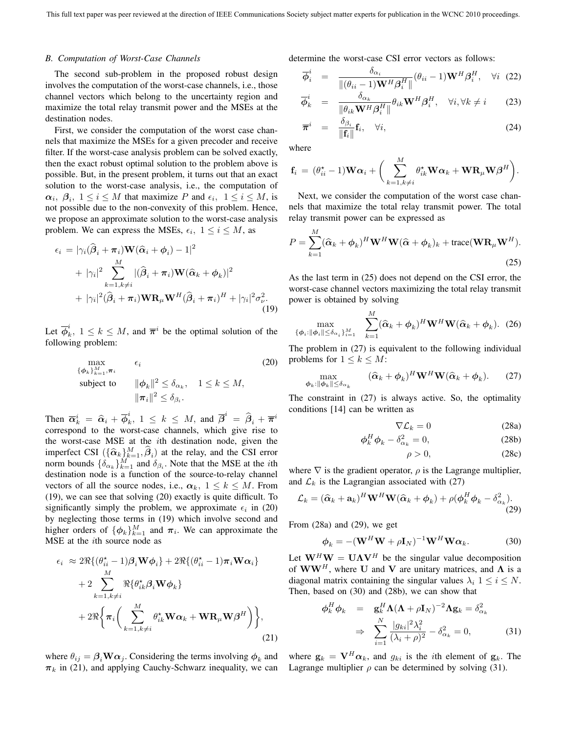### B. Computation of Worst-Case Channels

The second sub-problem in the proposed robust design involves the computation of the worst-case channels, i.e., those channel vectors which belong to the uncertainty region and maximize the total relay transmit power and the MSEs at the destination nodes.

First, we consider the computation of the worst case channels that maximize the MSEs for a given precoder and receive filter. If the worst-case analysis problem can be solved exactly, then the exact robust optimal solution to the problem above is possible. But, in the present problem, it turns out that an exact solution to the worst-case analysis, i.e., the computation of $\boldsymbol{\alpha}_i,\ \boldsymbol{\beta}_i,\ 1 \le i \le M$ that maximize $P$ and $\epsilon_i,\ 1 \le i \le M$, is not possible due to the non-convexity of this problem. Hence, we propose an approximate solution to the worst-case analysis problem. We can express the MSEs, $\epsilon_i,\ 1 \le i \le M$, as

$$
\begin{aligned}
\epsilon_i \;=\; & |\gamma_i(\widehat{\boldsymbol{\beta}}_i + \boldsymbol{\pi}_i)\mathbf{W}(\widehat{\boldsymbol{\alpha}}_i + \boldsymbol{\phi}_i) - 1|^2 \\
& + |\gamma_i|^2 \sum_{k=1, k\neq i}^{M} |(\widehat{\boldsymbol{\beta}}_i + \boldsymbol{\pi}_i)\mathbf{W}(\widehat{\boldsymbol{\alpha}}_k + \boldsymbol{\phi}_k)|^2 \\
& + |\gamma_i|^2 (\widehat{\boldsymbol{\beta}}_i + \boldsymbol{\pi}_i)\mathbf{W}\mathbf{R}_{\mu}\mathbf{W}^H(\widehat{\boldsymbol{\beta}}_i + \boldsymbol{\pi}_i)^H + |\gamma_i|^2\sigma_{\nu}^2.
\end{aligned} \tag{19}
$$

Let $\overline{\boldsymbol{\phi}}_k^i,\ 1 \le k \le M$, and $\overline{\boldsymbol{\pi}}^i$ be the optimal solution of the following problem:

$$
\begin{aligned}
\max_{\{\boldsymbol{\phi}_k\}_{k=1}^M, \boldsymbol{\pi}_i} \quad & \epsilon_i \\
\text{subject to} \quad & \|\boldsymbol{\phi}_k\|^2 \le \delta_{\alpha_k}, \quad 1 \le k \le M, \\
& \|\boldsymbol{\pi}_i\|^2 \le \delta_{\beta_i}.
\end{aligned} \tag{20}
$$

Then $\overline{\boldsymbol{\alpha}}_k^i = \widehat{\boldsymbol{\alpha}}_i + \overline{\boldsymbol{\phi}}_k^i,\ 1 \le k \le M$, and $\overline{\boldsymbol{\beta}}^i = \widehat{\boldsymbol{\beta}}_i + \overline{\boldsymbol{\pi}}^i$ correspond to the worst-case channels, which give rise to the worst-case MSE at the $i$th destination node, given the imperfect CSI $(\{\widehat{\boldsymbol{\alpha}}_k\}_{k=1}^M, \widehat{\boldsymbol{\beta}}_i)$ at the relay, and the CSI error norm bounds $\{\delta_{\alpha_k}\}_{k=1}^M$ and $\delta_{\beta_i}$. Note that the MSE at the $i$th destination node is a function of the source-to-relay channel vectors of all the source nodes, i.e., $\boldsymbol{\alpha}_k,\ 1 \le k \le M$. From (19), we can see that solving (20) exactly is quite difficult. To significantly simply the problem, we approximate $\epsilon_i$ in (20) by neglecting those terms in (19) which involve second and higher orders of $\{\boldsymbol{\phi}_k\}_{k=1}^M$ and $\boldsymbol{\pi}_i$. We can approximate the MSE at the $i$th source node as

$$
\begin{aligned}
\epsilon_i \;\approx\; & 2\Re\{(\theta_{ii}^\star - 1)\boldsymbol{\beta}_i\mathbf{W}\boldsymbol{\phi}_i\} + 2\Re\{(\theta_{ii}^\star - 1)\boldsymbol{\pi}_i\mathbf{W}\boldsymbol{\alpha}_i\} \\
& + 2\sum_{k=1, k\neq i}^{M} \Re\{\theta_{ik}^\star \boldsymbol{\beta}_i\mathbf{W}\boldsymbol{\phi}_k\} \\
& + 2\Re\bigg\{\boldsymbol{\pi}_i\bigg(\sum_{k=1, k\neq i}^{M} \theta_{ik}^\star \mathbf{W}\boldsymbol{\alpha}_k + \mathbf{W}\mathbf{R}_{\mu}\mathbf{W}\boldsymbol{\beta}^H\bigg)\bigg\},
\end{aligned} \tag{21}
$$

where $\theta_{ij} = \boldsymbol{\beta}_i\mathbf{W}\boldsymbol{\alpha}_j$. Considering the terms involving $\boldsymbol{\phi}_k$ and $\boldsymbol{\pi}_k$ in (21), and applying Cauchy-Schwarz inequality, we can determine the worst-case CSI error vectors as follows:

$$
\overline{\boldsymbol{\phi}}_i^i = \frac{\delta_{\alpha_i}}{\|(\theta_{ii} - 1)\mathbf{W}^H\boldsymbol{\beta}_i^H\|}(\theta_{ii} - 1)\mathbf{W}^H\boldsymbol{\beta}_i^H, \quad \forall i \tag{22}
$$

$$
\overline{\boldsymbol{\phi}}_k^i = \frac{\delta_{\alpha_k}}{\|\theta_{ik}\mathbf{W}^H\boldsymbol{\beta}_i^H\|}\theta_{ik}\mathbf{W}^H\boldsymbol{\beta}_i^H, \quad \forall i, \forall k \neq i \tag{23}
$$

$$
\overline{\boldsymbol{\pi}}^i = \frac{\delta_{\beta_i}}{\|\mathbf{f}_i\|}\mathbf{f}_i, \quad \forall i, \tag{24}
$$

where

$$
\mathbf{f}_i = (\theta_{ii}^\star - 1)\mathbf{W}\boldsymbol{\alpha}_i + \bigg(\sum_{k=1, k\neq i}^{M} \theta_{ik}^\star \mathbf{W}\boldsymbol{\alpha}_k + \mathbf{W}\mathbf{R}_{\mu}\mathbf{W}\boldsymbol{\beta}^H\bigg).
$$

Next, we consider the computation of the worst case channels that maximize the total relay transmit power. The total relay transmit power can be expressed as

$$
P = \sum_{k=1}^{M} (\widehat{\boldsymbol{\alpha}}_k + \boldsymbol{\phi}_k)^H\mathbf{W}^H\mathbf{W}(\widehat{\boldsymbol{\alpha}} + \boldsymbol{\phi}_k)_k + \text{trace}(\mathbf{W}\mathbf{R}_{\mu}\mathbf{W}^H). \tag{25}
$$

As the last term in (25) does not depend on the CSI error, the worst-case channel vectors maximizing the total relay transmit power is obtained by solving

$$
\max_{\{\boldsymbol{\phi}_i : \|\boldsymbol{\phi}_i\| \le \delta_{\alpha_i}\}_{i=1}^M} \quad \sum_{k=1}^{M} (\widehat{\boldsymbol{\alpha}}_k + \boldsymbol{\phi}_k)^H\mathbf{W}^H\mathbf{W}(\widehat{\boldsymbol{\alpha}}_k + \boldsymbol{\phi}_k). \tag{26}
$$

The problem in (27) is equivalent to the following individual problems for $1 \le k \le M$:

$$
\max_{\boldsymbol{\phi}_k : \|\boldsymbol{\phi}_k\| \le \delta_{\alpha_k}} \quad (\widehat{\boldsymbol{\alpha}}_k + \boldsymbol{\phi}_k)^H\mathbf{W}^H\mathbf{W}(\widehat{\boldsymbol{\alpha}}_k + \boldsymbol{\phi}_k). \tag{27}
$$

The constraint in (27) is always active. So, the optimality conditions [14] can be written as

$$
\nabla\mathcal{L}_k = 0 \tag{28a}
$$

$$
\boldsymbol{\phi}_k^H\boldsymbol{\phi}_k - \delta_{\alpha_k}^2 = 0, \tag{28b}
$$

$$
\rho > 0, \tag{28c}
$$

where $\nabla$ is the gradient operator, $\rho$ is the Lagrange multiplier, and $\mathcal{L}_k$ is the Lagrangian associated with (27)

$$
\mathcal{L}_k = (\widehat{\boldsymbol{\alpha}}_k + \mathbf{a}_k)^H\mathbf{W}^H\mathbf{W}(\widehat{\boldsymbol{\alpha}}_k + \boldsymbol{\phi}_k) + \rho(\boldsymbol{\phi}_k^H\boldsymbol{\phi}_k - \delta_{\alpha_k}^2). \tag{29}
$$

From (28a) and (29), we get

$$
\boldsymbol{\phi}_k = -(\mathbf{W}^H\mathbf{W} + \rho\mathbf{I}_N)^{-1}\mathbf{W}^H\mathbf{W}\boldsymbol{\alpha}_k. \tag{30}
$$

Let $\mathbf{W}^H\mathbf{W} = \mathbf{U}\boldsymbol{\Lambda}\mathbf{V}^H$ be the singular value decomposition of $\mathbf{W}\mathbf{W}^H$, where $\mathbf{U}$ and $\mathbf{V}$ are unitary matrices, and $\boldsymbol{\Lambda}$ is a diagonal matrix containing the singular values $\lambda_i\ 1 \le i \le N$. Then, based on (30) and (28b), we can show that

$$
\begin{aligned}
\boldsymbol{\phi}_k^H\boldsymbol{\phi}_k \;&=\; \mathbf{g}_k^H\boldsymbol{\Lambda}(\boldsymbol{\Lambda} + \rho\mathbf{I}_N)^{-2}\boldsymbol{\Lambda}\mathbf{g}_k = \delta_{\alpha_k}^2 \\
&\Rightarrow\; \sum_{i=1}^{N} \frac{|g_{ki}|^2\lambda_i^2}{(\lambda_i + \rho)^2} - \delta_{\alpha_k}^2 = 0,
\end{aligned} \tag{31}
$$

where $\mathbf{g}_k = \mathbf{V}^H\boldsymbol{\alpha}_k$, and $g_{ki}$ is the $i$th element of $\mathbf{g}_k$. The Lagrange multiplier $\rho$ can be determined by solving (31).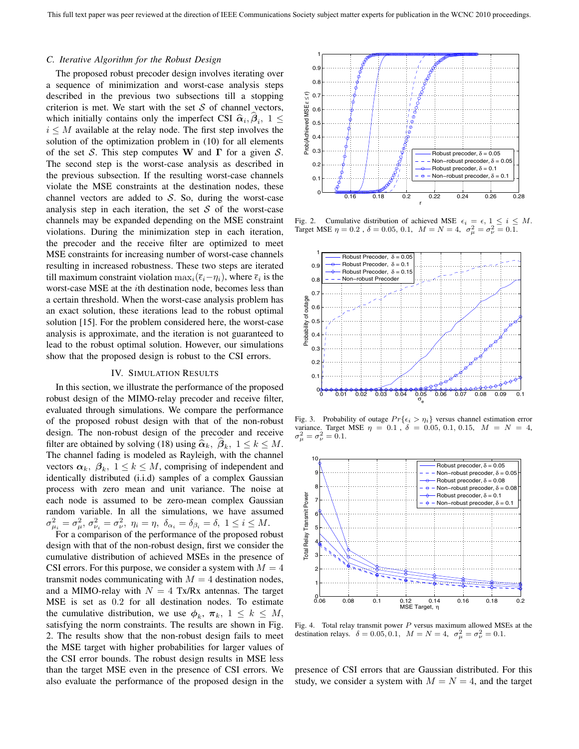### C. Iterative Algorithm for the Robust Design

The proposed robust precoder design involves iterating over a sequence of minimization and worst-case analysis steps described in the previous two subsections till a stopping criterion is met. We start with the set $\mathcal{S}$ of channel vectors, which initially contains only the imperfect CSI $\widehat{\boldsymbol{\alpha}}_i, \widehat{\boldsymbol{\beta}}_i$, $1 \leq i \leq M$ available at the relay node. The first step involves the solution of the optimization problem in (10) for all elements of the set $\mathcal{S}$. This step computes $\mathbf{W}$ and $\boldsymbol{\Gamma}$ for a given $\mathcal{S}$. The second step is the worst-case analysis as described in the previous subsection. If the resulting worst-case channels violate the MSE constraints at the destination nodes, these channel vectors are added to $\mathcal{S}$. So, during the worst-case analysis step in each iteration, the set $\mathcal{S}$ of the worst-case channels may be expanded depending on the MSE constraint violations. During the minimization step in each iteration, the precoder and the receive filter are optimized to meet MSE constraints for increasing number of worst-case channels resulting in increased robustness. These two steps are iterated till maximum constraint violation $\max_i(\overline{\epsilon}_i - \eta_i)$, where $\overline{\epsilon}_i$ is the worst-case MSE at the $i$th destination node, becomes less than a certain threshold. When the worst-case analysis problem has an exact solution, these iterations lead to the robust optimal solution [15]. For the problem considered here, the worst-case analysis is approximate, and the iteration is not guaranteed to lead to the robust optimal solution. However, our simulations show that the proposed design is robust to the CSI errors.

## IV. Simulation Results

In this section, we illustrate the performance of the proposed robust design of the MIMO-relay precoder and receive filter, evaluated through simulations. We compare the performance of the proposed robust design with that of the non-robust design. The non-robust design of the precoder and receive filter are obtained by solving (18) using $\widehat{\boldsymbol{\alpha}}_k$, $\widehat{\boldsymbol{\beta}}_k$, $1 \leq k \leq M$. The channel fading is modeled as Rayleigh, with the channel vectors $\boldsymbol{\alpha}_k$, $\boldsymbol{\beta}_k$, $1 \leq k \leq M$, comprising of independent and identically distributed (i.i.d) samples of a complex Gaussian process with zero mean and unit variance. The noise at each node is assumed to be zero-mean complex Gaussian random variable. In all the simulations, we have assumed $\sigma^2_{\mu_i} = \sigma^2_{\mu}$, $\sigma^2_{\nu_i} = \sigma^2_{\nu}$, $\eta_i = \eta$, $\delta_{\alpha_i} = \delta_{\beta_i} = \delta$, $1 \leq i \leq M$.

For a comparison of the performance of the proposed robust design with that of the non-robust design, first we consider the cumulative distribution of achieved MSEs in the presence of CSI errors. For this purpose, we consider a system with $M = 4$ transmit nodes communicating with $M = 4$ destination nodes, and a MIMO-relay with $N = 4$ Tx/Rx antennas. The target MSE is set as $0.2$ for all destination nodes. To estimate the cumulative distribution, we use $\boldsymbol{\phi}_k$, $\boldsymbol{\pi}_k$, $1 \leq k \leq M$, satisfying the norm constraints. The results are shown in Fig. 2. The results show that the non-robust design fails to meet the MSE target with higher probabilities for larger values of the CSI error bounds. The robust design results in MSE less than the target MSE even in the presence of CSI errors. We also evaluate the performance of the proposed design in the presence of CSI errors that are Gaussian distributed. For this study, we consider a system with $M = N = 4$, and the target

Fig. 2. Cumulative distribution of achieved MSE $\epsilon_i = \epsilon$, $1 \leq i \leq M$. Target MSE $\eta = 0.2$ , $\delta = 0.05, 0.1$, $M = N = 4$, $\sigma^2_{\mu} = \sigma^2_{\nu} = 0.1$.

Fig. 3. Probability of outage $Pr\{\epsilon_i > \eta_i\}$ versus channel estimation error variance. Target MSE $\eta = 0.1$ , $\delta = 0.05, 0.1, 0.15$, $M = N = 4$, $\sigma^2_{\mu} = \sigma^2_{\nu} = 0.1$.

Fig. 4. Total relay transmit power $P$ versus maximum allowed MSEs at the destination relays. $\delta = 0.05, 0.1$, $M = N = 4$, $\sigma^2_{\mu} = \sigma^2_{\nu} = 0.1$.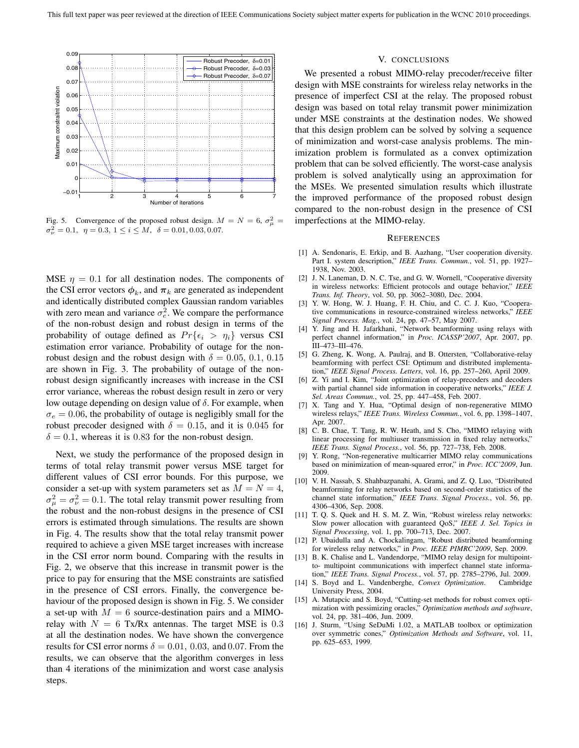0.09
0.08
0.07
0.06
0.05
0.04
0.03
0.02
0.01
0
−0.01

1 2 3 4 5 6 7

Maximum constraint violation

Number of iterations

Robust Precoder, δ=0.01
Robust Precoder, δ=0.03
Robust Precoder, δ=0.07

Fig. 5. Convergence of the proposed robust design. $M = N = 6$, $\sigma_\mu^2 = \sigma_\nu^2 = 0.1$, $\eta = 0.3$, $1 \leq i \leq M$, $\delta = 0.01, 0.03, 0.07$.

MSE $\eta = 0.1$ for all destination nodes. The components of the CSI error vectors $\boldsymbol{\phi}_k$, and $\boldsymbol{\pi}_k$ are generated as independent and identically distributed complex Gaussian random variables with zero mean and variance $\sigma_e^2$. We compare the performance of the non-robust design and robust design in terms of the probability of outage defined as $Pr\{\epsilon_i > \eta_i\}$ versus CSI estimation error variance. Probability of outage for the non-robust design and the robust design with $\delta = 0.05,\, 0.1,\, 0.15$ are shown in Fig. 3. The probability of outage of the non-robust design significantly increases with increase in the CSI error variance, whereas the robust design result in zero or very low outage depending on design value of $\delta$. For example, when $\sigma_e = 0.06$, the probability of outage is negligibly small for the robust precoder designed with $\delta = 0.15$, and it is 0.045 for $\delta = 0.1$, whereas it is 0.83 for the non-robust design.

Next, we study the performance of the proposed design in terms of total relay transmit power versus MSE target for different values of CSI error bounds. For this purpose, we consider a set-up with system parameters set as $M = N = 4$, $\sigma_\mu^2 = \sigma_\nu^2 = 0.1$. The total relay transmit power resulting from the robust and the non-robust designs in the presence of CSI errors is estimated through simulations. The results are shown in Fig. 4. The results show that the total relay transmit power required to achieve a given MSE target increases with increase in the CSI error norm bound. Comparing with the results in Fig. 2, we observe that this increase in transmit power is the price to pay for ensuring that the MSE constraints are satisfied in the presence of CSI errors. Finally, the convergence behaviour of the proposed design is shown in Fig. 5. We consider a set-up with $M = 6$ source-destination pairs and a MIMO-relay with $N = 6$ Tx/Rx antennas. The target MSE is 0.3 at all the destination nodes. We have shown the convergence results for CSI error norms $\delta = 0.01,\, 0.03$, and $0.07$. From the results, we can observe that the algorithm converges in less than 4 iterations of the minimization and worst case analysis steps.

## V. Conclusions

We presented a robust MIMO-relay precoder/receive filter design with MSE constraints for wireless relay networks in the presence of imperfect CSI at the relay. The proposed robust design was based on total relay transmit power minimization under MSE constraints at the destination nodes. We showed that this design problem can be solved by solving a sequence of minimization and worst-case analysis problems. The minimization problem is formulated as a convex optimization problem that can be solved efficiently. The worst-case analysis problem is solved analytically using an approximation for the MSEs. We presented simulation results which illustrate the improved performance of the proposed robust design compared to the non-robust design in the presence of CSI imperfections at the MIMO-relay.

## References

[1] A. Sendonaris, E. Erkip, and B. Aazhang, "User cooperation diversity. Part I. system description," *IEEE Trans. Commun.*, vol. 51, pp. 1927–1938, Nov. 2003.

[2] J. N. Laneman, D. N. C. Tse, and G. W. Wornell, "Cooperative diversity in wireless networks: Efficient protocols and outage behavior," *IEEE Trans. Inf. Theory*, vol. 50, pp. 3062–3080, Dec. 2004.

[3] Y. W. Hong, W. J. Huang, F. H. Chiu, and C. C. J. Kuo, "Cooperative communications in resource-constrained wireless networks," *IEEE Signal Process. Mag.*, vol. 24, pp. 47–57, May 2007.

[4] Y. Jing and H. Jafarkhani, "Network beamforming using relays with perfect channel information," in *Proc. ICASSP'2007*, Apr. 2007, pp. III–473–III–476.

[5] G. Zheng, K. Wong, A. Paulraj, and B. Ottersten, "Collaborative-relay beamforming with perfect CSI: Optimum and distributed implementation," *IEEE Signal Process. Letters*, vol. 16, pp. 257–260, April 2009.

[6] Z. Yi and I. Kim, "Joint optimization of relay-precoders and decoders with partial channel side information in cooperative networks," *IEEE J. Sel. Areas Commun.*, vol. 25, pp. 447–458, Feb. 2007.

[7] X. Tang and Y. Hua, "Optimal design of non-regenerative MIMO wireless relays," *IEEE Trans. Wireless Commun.*, vol. 6, pp. 1398–1407, Apr. 2007.

[8] C. B. Chae, T. Tang, R. W. Heath, and S. Cho, "MIMO relaying with linear processing for multiuser transmission in fixed relay networks," *IEEE Trans. Signal Process.*, vol. 56, pp. 727–738, Feb. 2008.

[9] Y. Rong, "Non-regenerative multicarrier MIMO relay communications based on minimization of mean-squared error," in *Proc. ICC'2009*, Jun. 2009.

[10] V. H. Nassab, S. Shahbazpanahi, A. Grami, and Z. Q. Luo, "Distributed beamforming for relay networks based on second-order statistics of the channel state information," *IEEE Trans. Signal Process.*, vol. 56, pp. 4306–4306, Sep. 2008.

[11] T. Q. S. Quek and H. S. M. Z. Win, "Robust wireless relay networks: Slow power allocation with guaranteed QoS," *IEEE J. Sel. Topics in Signal Processing*, vol. 1, pp. 700–713, Dec. 2007.

[12] P. Ubaidulla and A. Chockalingam, "Robust distributed beamforming for wireless relay networks," in *Proc. IEEE PIMRC'2009*, Sep. 2009.

[13] B. K. Chalise and L. Vandendorpe, "MIMO relay design for multipoint-to- multipoint communications with imperfect channel state information," *IEEE Trans. Signal Process.*, vol. 57, pp. 2785–2796, Jul. 2009.

[14] S. Boyd and L. Vandenberghe, *Convex Optimization*. Cambridge University Press, 2004.

[15] A. Mutapcic and S. Boyd, "Cutting-set methods for robust convex optimization with pessimizing oracles," *Optimization methods and software*, vol. 24, pp. 381–406, Jun. 2009.

[16] J. Sturm, "Using SeDuMi 1.02, a MATLAB toolbox or optimization over symmetric cones," *Optimization Methods and Software*, vol. 11, pp. 625–653, 1999.